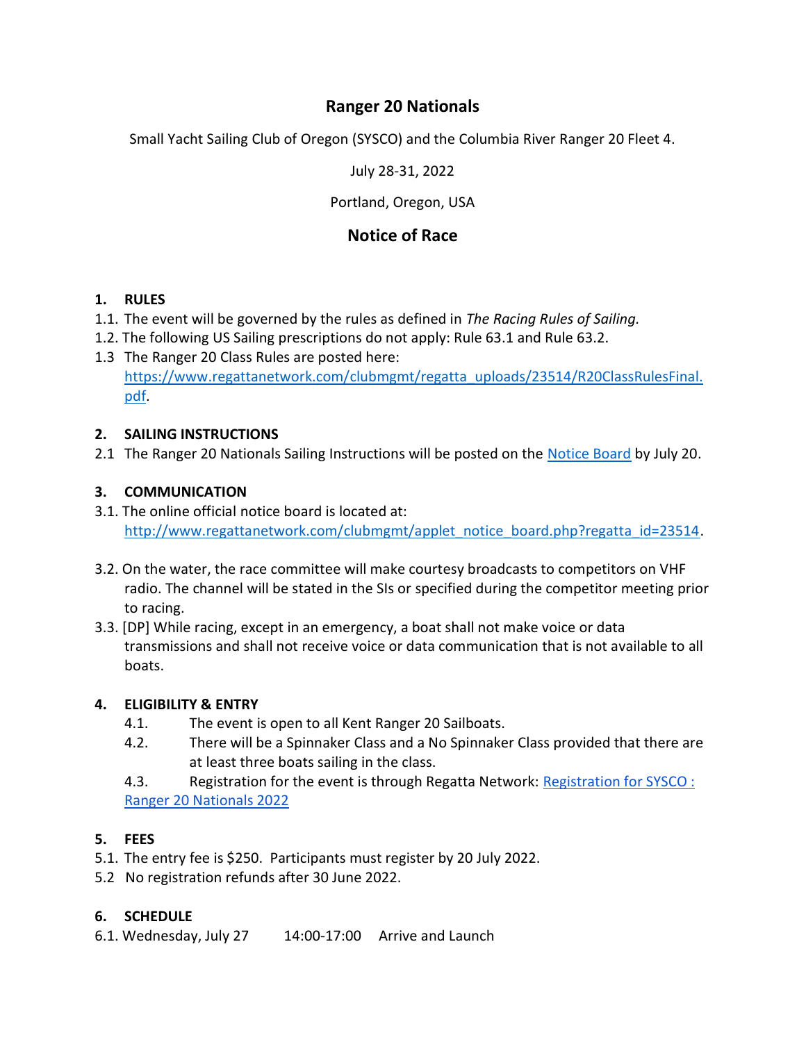# Ranger 20 Nationals

Small Yacht Sailing Club of Oregon (SYSCO) and the Columbia River Ranger 20 Fleet 4.

July 28-31, 2022

Portland, Oregon, USA

## Notice of Race

**1. RULES**

1.1. The event will be governed by the rules as defined in *The Racing Rules of Sailing.*

1.2. The following US Sailing prescriptions do not apply: Rule 63.1 and Rule 63.2.

1.3 The Ranger 20 Class Rules are posted here: https://www.regattanetwork.com/clubmgmt/regatta_uploads/23514/R20ClassRulesFinal.pdf.

**2. SAILING INSTRUCTIONS**

2.1 The Ranger 20 Nationals Sailing Instructions will be posted on the Notice Board by July 20.

**3. COMMUNICATION**

3.1. The online official notice board is located at: http://www.regattanetwork.com/clubmgmt/applet_notice_board.php?regatta_id=23514.

3.2. On the water, the race committee will make courtesy broadcasts to competitors on VHF radio. The channel will be stated in the SIs or specified during the competitor meeting prior to racing.

3.3. [DP] While racing, except in an emergency, a boat shall not make voice or data transmissions and shall not receive voice or data communication that is not available to all boats.

**4. ELIGIBILITY & ENTRY**

4.1. The event is open to all Kent Ranger 20 Sailboats.

4.2. There will be a Spinnaker Class and a No Spinnaker Class provided that there are at least three boats sailing in the class.

4.3. Registration for the event is through Regatta Network: Registration for SYSCO : Ranger 20 Nationals 2022

**5. FEES**

5.1. The entry fee is $250. Participants must register by 20 July 2022.

5.2 No registration refunds after 30 June 2022.

**6. SCHEDULE**

6.1. Wednesday, July 27 14:00-17:00 Arrive and Launch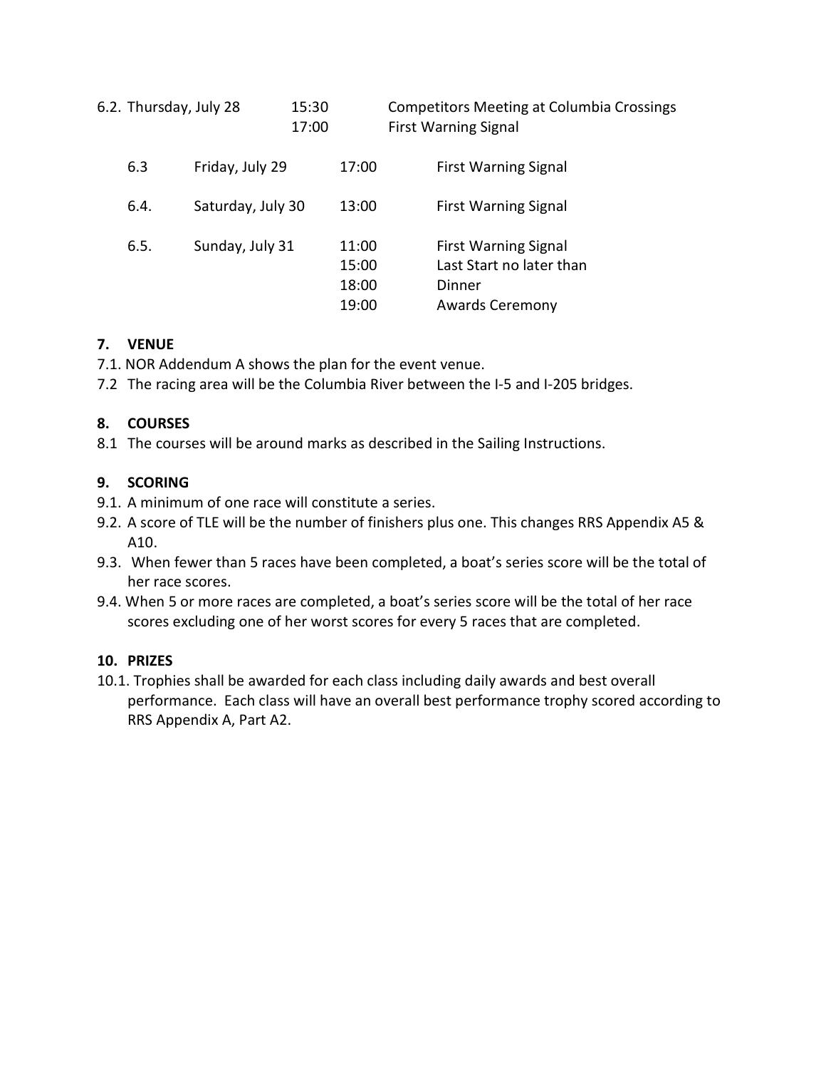| | | | |
|---|---|---|---|
| 6.2. | Thursday, July 28 | 15:30 | Competitors Meeting at Columbia Crossings |
| | | 17:00 | First Warning Signal |
| 6.3 | Friday, July 29 | 17:00 | First Warning Signal |
| 6.4. | Saturday, July 30 | 13:00 | First Warning Signal |
| 6.5. | Sunday, July 31 | 11:00 | First Warning Signal |
| | | 15:00 | Last Start no later than |
| | | 18:00 | Dinner |
| | | 19:00 | Awards Ceremony |

## 7. VENUE

7.1. NOR Addendum A shows the plan for the event venue.

7.2 The racing area will be the Columbia River between the I-5 and I-205 bridges.

## 8. COURSES

8.1 The courses will be around marks as described in the Sailing Instructions.

## 9. SCORING

9.1. A minimum of one race will constitute a series.

9.2. A score of TLE will be the number of finishers plus one. This changes RRS Appendix A5 & A10.

9.3. When fewer than 5 races have been completed, a boat's series score will be the total of her race scores.

9.4. When 5 or more races are completed, a boat's series score will be the total of her race scores excluding one of her worst scores for every 5 races that are completed.

## 10. PRIZES

10.1. Trophies shall be awarded for each class including daily awards and best overall performance. Each class will have an overall best performance trophy scored according to RRS Appendix A, Part A2.